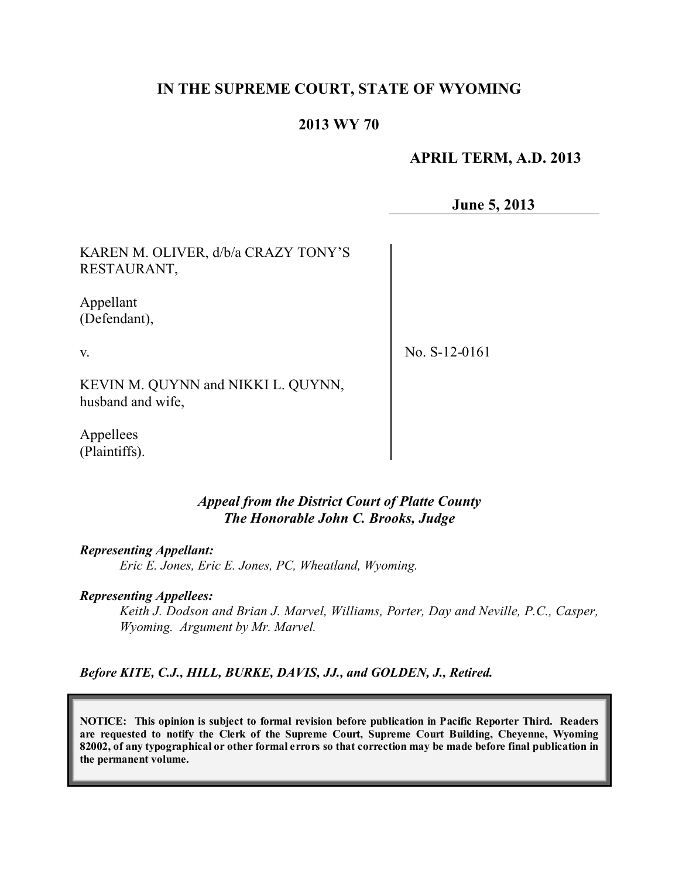# IN THE SUPREME COURT, STATE OF WYOMING

## 2013 WY 70

**APRIL TERM, A.D. 2013**

**June 5, 2013**

KAREN M. OLIVER, d/b/a CRAZY TONY'S RESTAURANT,

Appellant
(Defendant),

v.

KEVIN M. QUYNN and NIKKI L. QUYNN, husband and wife,

Appellees
(Plaintiffs).

No. S-12-0161

*Appeal from the District Court of Platte County*
*The Honorable John C. Brooks, Judge*

***Representing Appellant:***
*Eric E. Jones, Eric E. Jones, PC, Wheatland, Wyoming.*

***Representing Appellees:***
*Keith J. Dodson and Brian J. Marvel, Williams, Porter, Day and Neville, P.C., Casper, Wyoming. Argument by Mr. Marvel.*

***Before KITE, C.J., HILL, BURKE, DAVIS, JJ., and GOLDEN, J., Retired.***

**NOTICE: This opinion is subject to formal revision before publication in Pacific Reporter Third. Readers are requested to notify the Clerk of the Supreme Court, Supreme Court Building, Cheyenne, Wyoming 82002, of any typographical or other formal errors so that correction may be made before final publication in the permanent volume.**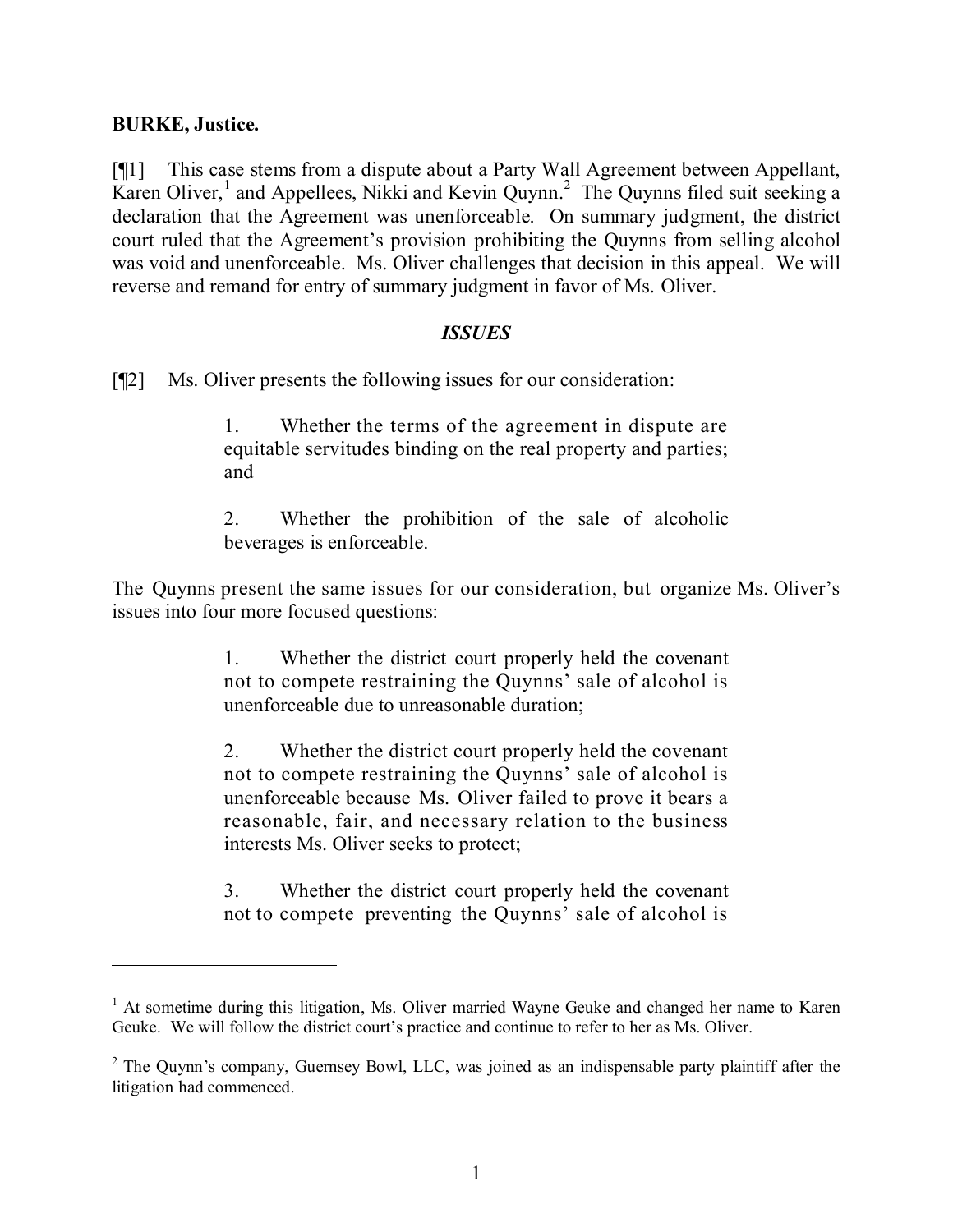**BURKE, Justice.**

[¶1] This case stems from a dispute about a Party Wall Agreement between Appellant, Karen Oliver,[1] and Appellees, Nikki and Kevin Quynn.[2] The Quynns filed suit seeking a declaration that the Agreement was unenforceable. On summary judgment, the district court ruled that the Agreement's provision prohibiting the Quynns from selling alcohol was void and unenforceable. Ms. Oliver challenges that decision in this appeal. We will reverse and remand for entry of summary judgment in favor of Ms. Oliver.

## *ISSUES*

[¶2] Ms. Oliver presents the following issues for our consideration:

> 1. Whether the terms of the agreement in dispute are equitable servitudes binding on the real property and parties; and
>
> 2. Whether the prohibition of the sale of alcoholic beverages is enforceable.

The Quynns present the same issues for our consideration, but organize Ms. Oliver's issues into four more focused questions:

> 1. Whether the district court properly held the covenant not to compete restraining the Quynns' sale of alcohol is unenforceable due to unreasonable duration;
>
> 2. Whether the district court properly held the covenant not to compete restraining the Quynns' sale of alcohol is unenforceable because Ms. Oliver failed to prove it bears a reasonable, fair, and necessary relation to the business interests Ms. Oliver seeks to protect;
>
> 3. Whether the district court properly held the covenant not to compete preventing the Quynns' sale of alcohol is

---

[1] At sometime during this litigation, Ms. Oliver married Wayne Geuke and changed her name to Karen Geuke. We will follow the district court's practice and continue to refer to her as Ms. Oliver.

[2] The Quynn's company, Guernsey Bowl, LLC, was joined as an indispensable party plaintiff after the litigation had commenced.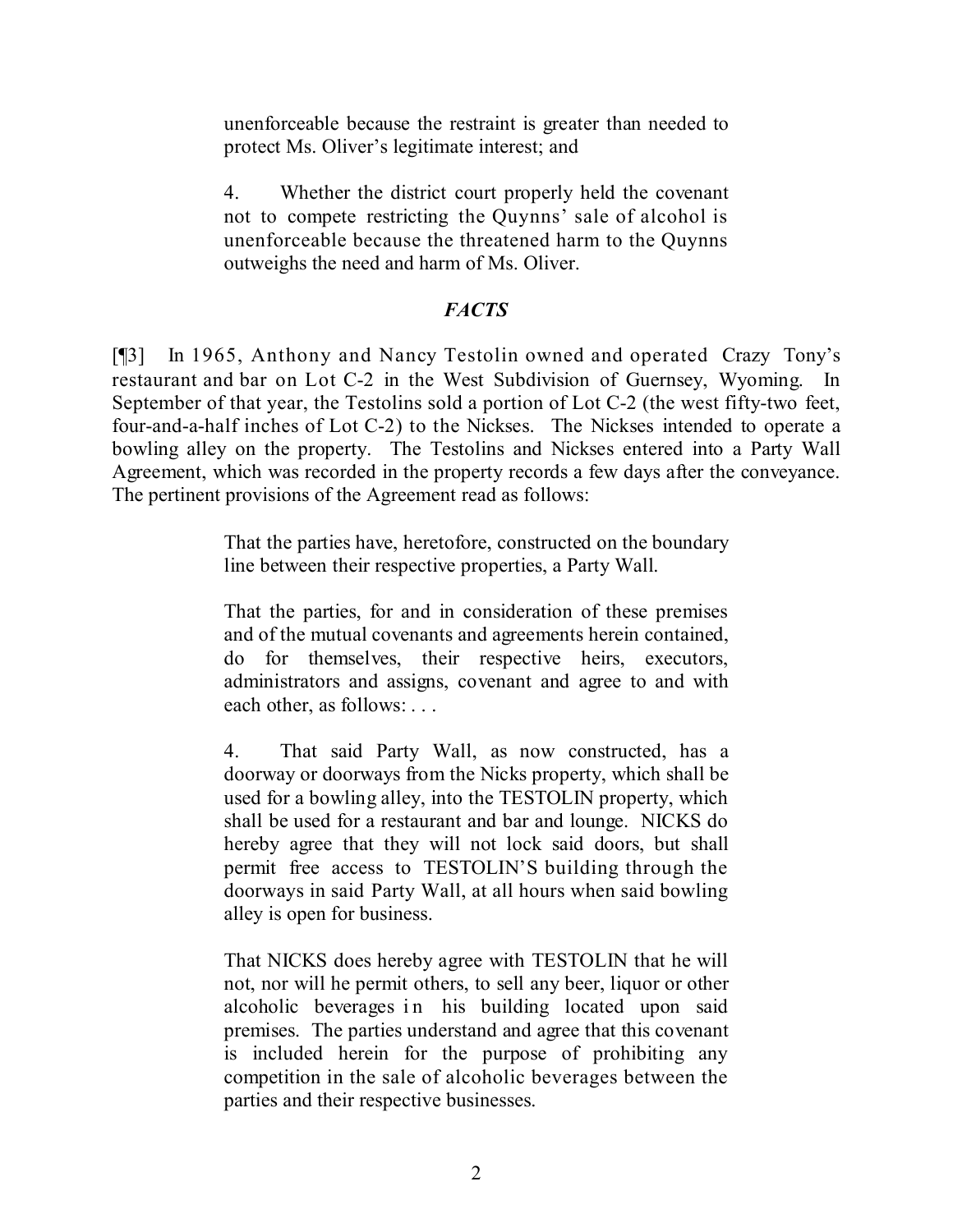unenforceable because the restraint is greater than needed to protect Ms. Oliver's legitimate interest; and

> 4. Whether the district court properly held the covenant not to compete restricting the Quynns' sale of alcohol is unenforceable because the threatened harm to the Quynns outweighs the need and harm of Ms. Oliver.

## *FACTS*

[¶3] In 1965, Anthony and Nancy Testolin owned and operated Crazy Tony's restaurant and bar on Lot C-2 in the West Subdivision of Guernsey, Wyoming. In September of that year, the Testolins sold a portion of Lot C-2 (the west fifty-two feet, four-and-a-half inches of Lot C-2) to the Nickses. The Nickses intended to operate a bowling alley on the property. The Testolins and Nickses entered into a Party Wall Agreement, which was recorded in the property records a few days after the conveyance. The pertinent provisions of the Agreement read as follows:

> That the parties have, heretofore, constructed on the boundary line between their respective properties, a Party Wall.
>
> That the parties, for and in consideration of these premises and of the mutual covenants and agreements herein contained, do for themselves, their respective heirs, executors, administrators and assigns, covenant and agree to and with each other, as follows: . . .
>
> 4. That said Party Wall, as now constructed, has a doorway or doorways from the Nicks property, which shall be used for a bowling alley, into the TESTOLIN property, which shall be used for a restaurant and bar and lounge. NICKS do hereby agree that they will not lock said doors, but shall permit free access to TESTOLIN'S building through the doorways in said Party Wall, at all hours when said bowling alley is open for business.
>
> That NICKS does hereby agree with TESTOLIN that he will not, nor will he permit others, to sell any beer, liquor or other alcoholic beverages in his building located upon said premises. The parties understand and agree that this covenant is included herein for the purpose of prohibiting any competition in the sale of alcoholic beverages between the parties and their respective businesses.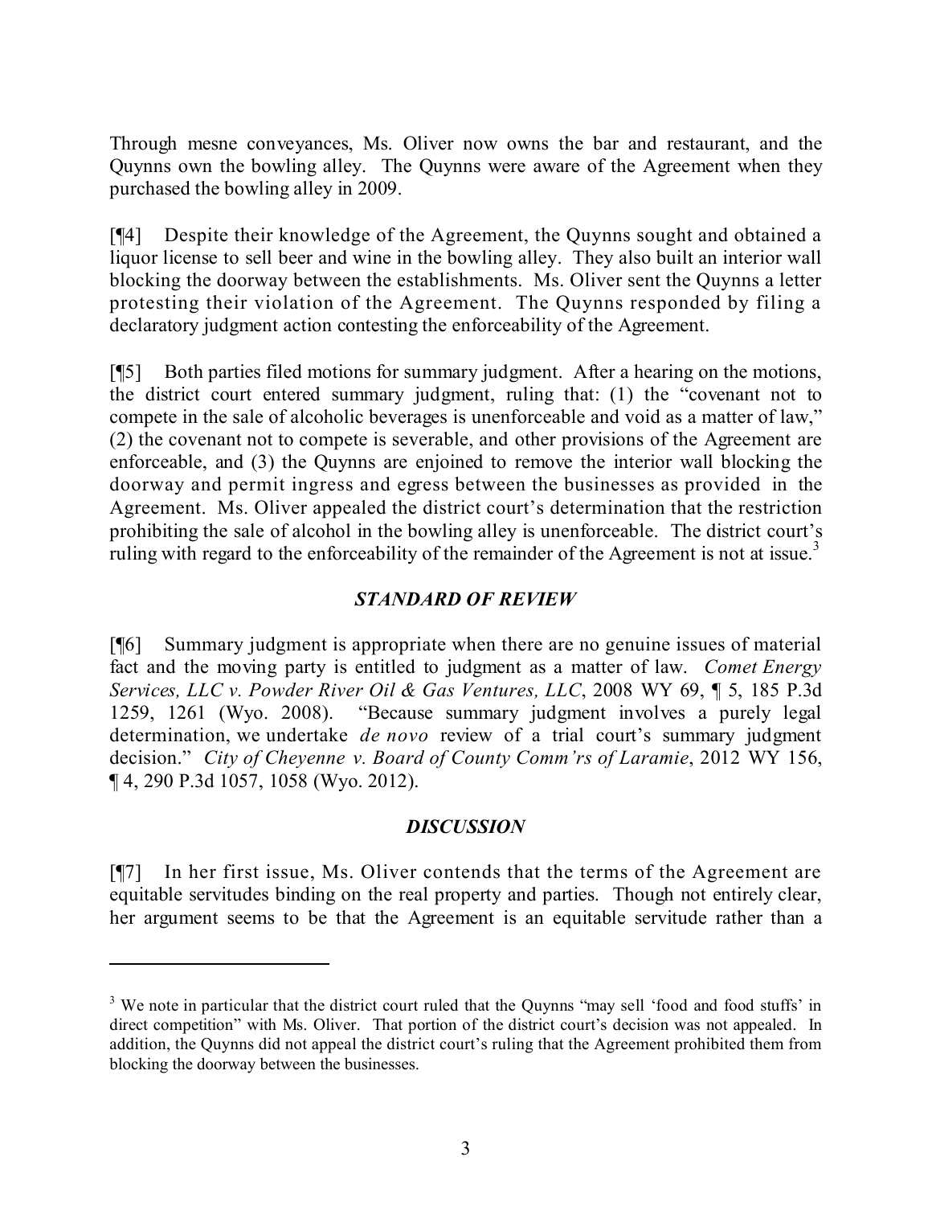Through mesne conveyances, Ms. Oliver now owns the bar and restaurant, and the Quynns own the bowling alley. The Quynns were aware of the Agreement when they purchased the bowling alley in 2009.

[¶4] Despite their knowledge of the Agreement, the Quynns sought and obtained a liquor license to sell beer and wine in the bowling alley. They also built an interior wall blocking the doorway between the establishments. Ms. Oliver sent the Quynns a letter protesting their violation of the Agreement. The Quynns responded by filing a declaratory judgment action contesting the enforceability of the Agreement.

[¶5] Both parties filed motions for summary judgment. After a hearing on the motions, the district court entered summary judgment, ruling that: (1) the "covenant not to compete in the sale of alcoholic beverages is unenforceable and void as a matter of law," (2) the covenant not to compete is severable, and other provisions of the Agreement are enforceable, and (3) the Quynns are enjoined to remove the interior wall blocking the doorway and permit ingress and egress between the businesses as provided in the Agreement. Ms. Oliver appealed the district court's determination that the restriction prohibiting the sale of alcohol in the bowling alley is unenforceable. The district court's ruling with regard to the enforceability of the remainder of the Agreement is not at issue.[3]

## *STANDARD OF REVIEW*

[¶6] Summary judgment is appropriate when there are no genuine issues of material fact and the moving party is entitled to judgment as a matter of law. *Comet Energy Services, LLC v. Powder River Oil & Gas Ventures, LLC*, 2008 WY 69, ¶ 5, 185 P.3d 1259, 1261 (Wyo. 2008). "Because summary judgment involves a purely legal determination, we undertake *de novo* review of a trial court's summary judgment decision." *City of Cheyenne v. Board of County Comm'rs of Laramie*, 2012 WY 156, ¶ 4, 290 P.3d 1057, 1058 (Wyo. 2012).

## *DISCUSSION*

[¶7] In her first issue, Ms. Oliver contends that the terms of the Agreement are equitable servitudes binding on the real property and parties. Though not entirely clear, her argument seems to be that the Agreement is an equitable servitude rather than a

---

[3] We note in particular that the district court ruled that the Quynns "may sell 'food and food stuffs' in direct competition" with Ms. Oliver. That portion of the district court's decision was not appealed. In addition, the Quynns did not appeal the district court's ruling that the Agreement prohibited them from blocking the doorway between the businesses.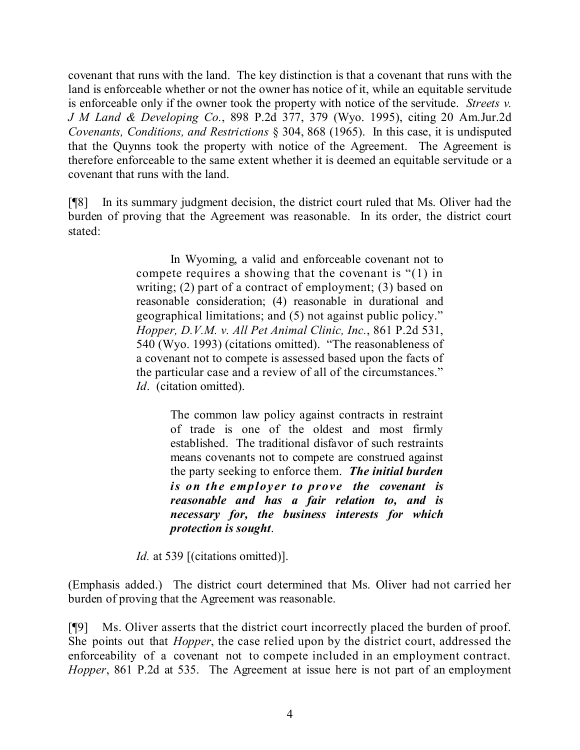covenant that runs with the land. The key distinction is that a covenant that runs with the land is enforceable whether or not the owner has notice of it, while an equitable servitude is enforceable only if the owner took the property with notice of the servitude. *Streets v. J M Land & Developing Co.*, 898 P.2d 377, 379 (Wyo. 1995), citing 20 Am.Jur.2d *Covenants, Conditions, and Restrictions* § 304, 868 (1965). In this case, it is undisputed that the Quynns took the property with notice of the Agreement. The Agreement is therefore enforceable to the same extent whether it is deemed an equitable servitude or a covenant that runs with the land.

[¶8] In its summary judgment decision, the district court ruled that Ms. Oliver had the burden of proving that the Agreement was reasonable. In its order, the district court stated:

> In Wyoming, a valid and enforceable covenant not to compete requires a showing that the covenant is "(1) in writing; (2) part of a contract of employment; (3) based on reasonable consideration; (4) reasonable in durational and geographical limitations; and (5) not against public policy." *Hopper, D.V.M. v. All Pet Animal Clinic, Inc.*, 861 P.2d 531, 540 (Wyo. 1993) (citations omitted). "The reasonableness of a covenant not to compete is assessed based upon the facts of the particular case and a review of all of the circumstances." *Id*. (citation omitted).
>
> > The common law policy against contracts in restraint of trade is one of the oldest and most firmly established. The traditional disfavor of such restraints means covenants not to compete are construed against the party seeking to enforce them. ***The initial burden is on the employer to prove the covenant is reasonable and has a fair relation to, and is necessary for, the business interests for which protection is sought***.
>
> *Id.* at 539 [(citations omitted)].

(Emphasis added.) The district court determined that Ms. Oliver had not carried her burden of proving that the Agreement was reasonable.

[¶9] Ms. Oliver asserts that the district court incorrectly placed the burden of proof. She points out that *Hopper*, the case relied upon by the district court, addressed the enforceability of a covenant not to compete included in an employment contract. *Hopper*, 861 P.2d at 535. The Agreement at issue here is not part of an employment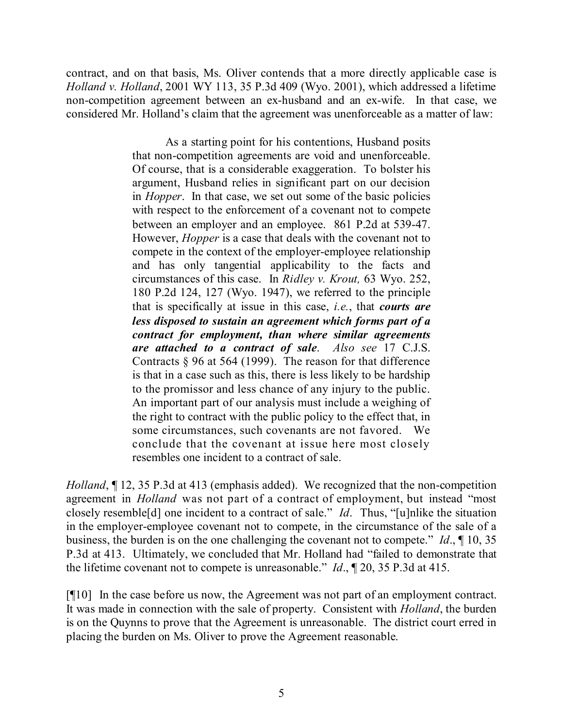contract, and on that basis, Ms. Oliver contends that a more directly applicable case is *Holland v. Holland*, 2001 WY 113, 35 P.3d 409 (Wyo. 2001), which addressed a lifetime non-competition agreement between an ex-husband and an ex-wife. In that case, we considered Mr. Holland's claim that the agreement was unenforceable as a matter of law:

> As a starting point for his contentions, Husband posits that non-competition agreements are void and unenforceable. Of course, that is a considerable exaggeration. To bolster his argument, Husband relies in significant part on our decision in *Hopper*. In that case, we set out some of the basic policies with respect to the enforcement of a covenant not to compete between an employer and an employee. 861 P.2d at 539-47. However, *Hopper* is a case that deals with the covenant not to compete in the context of the employer-employee relationship and has only tangential applicability to the facts and circumstances of this case. In *Ridley v. Krout,* 63 Wyo. 252, 180 P.2d 124, 127 (Wyo. 1947), we referred to the principle that is specifically at issue in this case, *i.e.*, that ***courts are less disposed to sustain an agreement which forms part of a contract for employment, than where similar agreements are attached to a contract of sale***. *Also see* 17 C.J.S. Contracts § 96 at 564 (1999). The reason for that difference is that in a case such as this, there is less likely to be hardship to the promissor and less chance of any injury to the public. An important part of our analysis must include a weighing of the right to contract with the public policy to the effect that, in some circumstances, such covenants are not favored. We conclude that the covenant at issue here most closely resembles one incident to a contract of sale.

*Holland*, ¶ 12, 35 P.3d at 413 (emphasis added). We recognized that the non-competition agreement in *Holland* was not part of a contract of employment, but instead "most closely resemble[d] one incident to a contract of sale." *Id*. Thus, "[u]nlike the situation in the employer-employee covenant not to compete, in the circumstance of the sale of a business, the burden is on the one challenging the covenant not to compete." *Id*., ¶ 10, 35 P.3d at 413. Ultimately, we concluded that Mr. Holland had "failed to demonstrate that the lifetime covenant not to compete is unreasonable." *Id*., ¶ 20, 35 P.3d at 415.

[¶10] In the case before us now, the Agreement was not part of an employment contract. It was made in connection with the sale of property. Consistent with *Holland*, the burden is on the Quynns to prove that the Agreement is unreasonable. The district court erred in placing the burden on Ms. Oliver to prove the Agreement reasonable.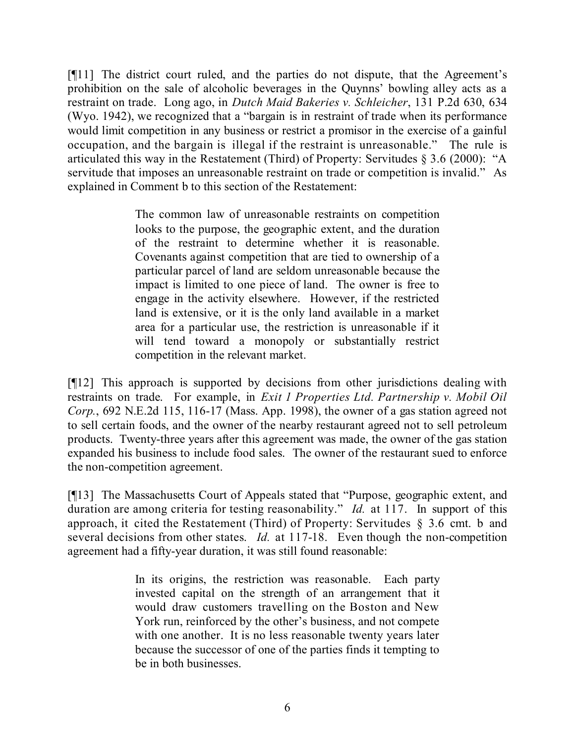[¶11] The district court ruled, and the parties do not dispute, that the Agreement's prohibition on the sale of alcoholic beverages in the Quynns' bowling alley acts as a restraint on trade. Long ago, in *Dutch Maid Bakeries v. Schleicher*, 131 P.2d 630, 634 (Wyo. 1942), we recognized that a "bargain is in restraint of trade when its performance would limit competition in any business or restrict a promisor in the exercise of a gainful occupation, and the bargain is illegal if the restraint is unreasonable." The rule is articulated this way in the Restatement (Third) of Property: Servitudes § 3.6 (2000): "A servitude that imposes an unreasonable restraint on trade or competition is invalid." As explained in Comment b to this section of the Restatement:

> The common law of unreasonable restraints on competition looks to the purpose, the geographic extent, and the duration of the restraint to determine whether it is reasonable. Covenants against competition that are tied to ownership of a particular parcel of land are seldom unreasonable because the impact is limited to one piece of land. The owner is free to engage in the activity elsewhere. However, if the restricted land is extensive, or it is the only land available in a market area for a particular use, the restriction is unreasonable if it will tend toward a monopoly or substantially restrict competition in the relevant market.

[¶12] This approach is supported by decisions from other jurisdictions dealing with restraints on trade. For example, in *Exit 1 Properties Ltd. Partnership v. Mobil Oil Corp.*, 692 N.E.2d 115, 116-17 (Mass. App. 1998), the owner of a gas station agreed not to sell certain foods, and the owner of the nearby restaurant agreed not to sell petroleum products. Twenty-three years after this agreement was made, the owner of the gas station expanded his business to include food sales. The owner of the restaurant sued to enforce the non-competition agreement.

[¶13] The Massachusetts Court of Appeals stated that "Purpose, geographic extent, and duration are among criteria for testing reasonability." *Id.* at 117. In support of this approach, it cited the Restatement (Third) of Property: Servitudes § 3.6 cmt. b and several decisions from other states. *Id.* at 117-18. Even though the non-competition agreement had a fifty-year duration, it was still found reasonable:

> In its origins, the restriction was reasonable. Each party invested capital on the strength of an arrangement that it would draw customers travelling on the Boston and New York run, reinforced by the other's business, and not compete with one another. It is no less reasonable twenty years later because the successor of one of the parties finds it tempting to be in both businesses.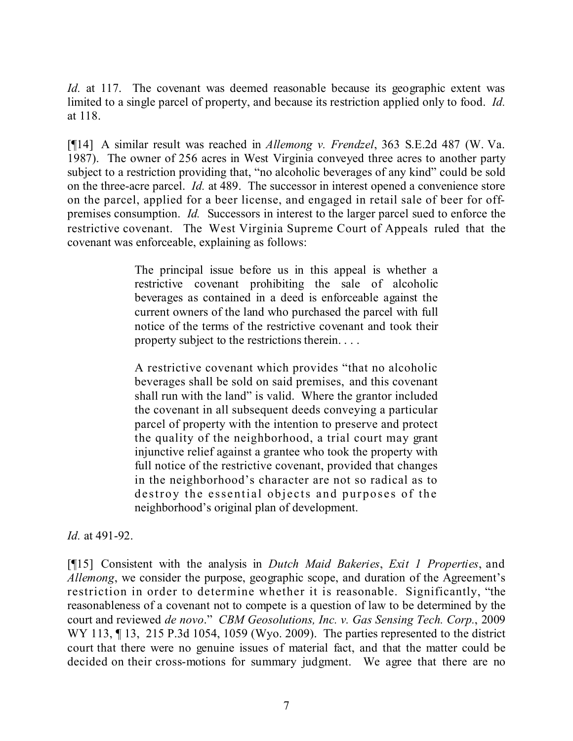*Id.* at 117. The covenant was deemed reasonable because its geographic extent was limited to a single parcel of property, and because its restriction applied only to food. *Id.* at 118.

[¶14] A similar result was reached in *Allemong v. Frendzel*, 363 S.E.2d 487 (W. Va. 1987). The owner of 256 acres in West Virginia conveyed three acres to another party subject to a restriction providing that, "no alcoholic beverages of any kind" could be sold on the three-acre parcel. *Id.* at 489. The successor in interest opened a convenience store on the parcel, applied for a beer license, and engaged in retail sale of beer for off-premises consumption. *Id.* Successors in interest to the larger parcel sued to enforce the restrictive covenant. The West Virginia Supreme Court of Appeals ruled that the covenant was enforceable, explaining as follows:

> The principal issue before us in this appeal is whether a restrictive covenant prohibiting the sale of alcoholic beverages as contained in a deed is enforceable against the current owners of the land who purchased the parcel with full notice of the terms of the restrictive covenant and took their property subject to the restrictions therein. . . .
>
> A restrictive covenant which provides "that no alcoholic beverages shall be sold on said premises, and this covenant shall run with the land" is valid. Where the grantor included the covenant in all subsequent deeds conveying a particular parcel of property with the intention to preserve and protect the quality of the neighborhood, a trial court may grant injunctive relief against a grantee who took the property with full notice of the restrictive covenant, provided that changes in the neighborhood's character are not so radical as to destroy the essential objects and purposes of the neighborhood's original plan of development.

*Id.* at 491-92.

[¶15] Consistent with the analysis in *Dutch Maid Bakeries*, *Exit 1 Properties*, and *Allemong*, we consider the purpose, geographic scope, and duration of the Agreement's restriction in order to determine whether it is reasonable. Significantly, "the reasonableness of a covenant not to compete is a question of law to be determined by the court and reviewed *de novo*." *CBM Geosolutions, Inc. v. Gas Sensing Tech. Corp.*, 2009 WY 113, ¶ 13, 215 P.3d 1054, 1059 (Wyo. 2009). The parties represented to the district court that there were no genuine issues of material fact, and that the matter could be decided on their cross-motions for summary judgment. We agree that there are no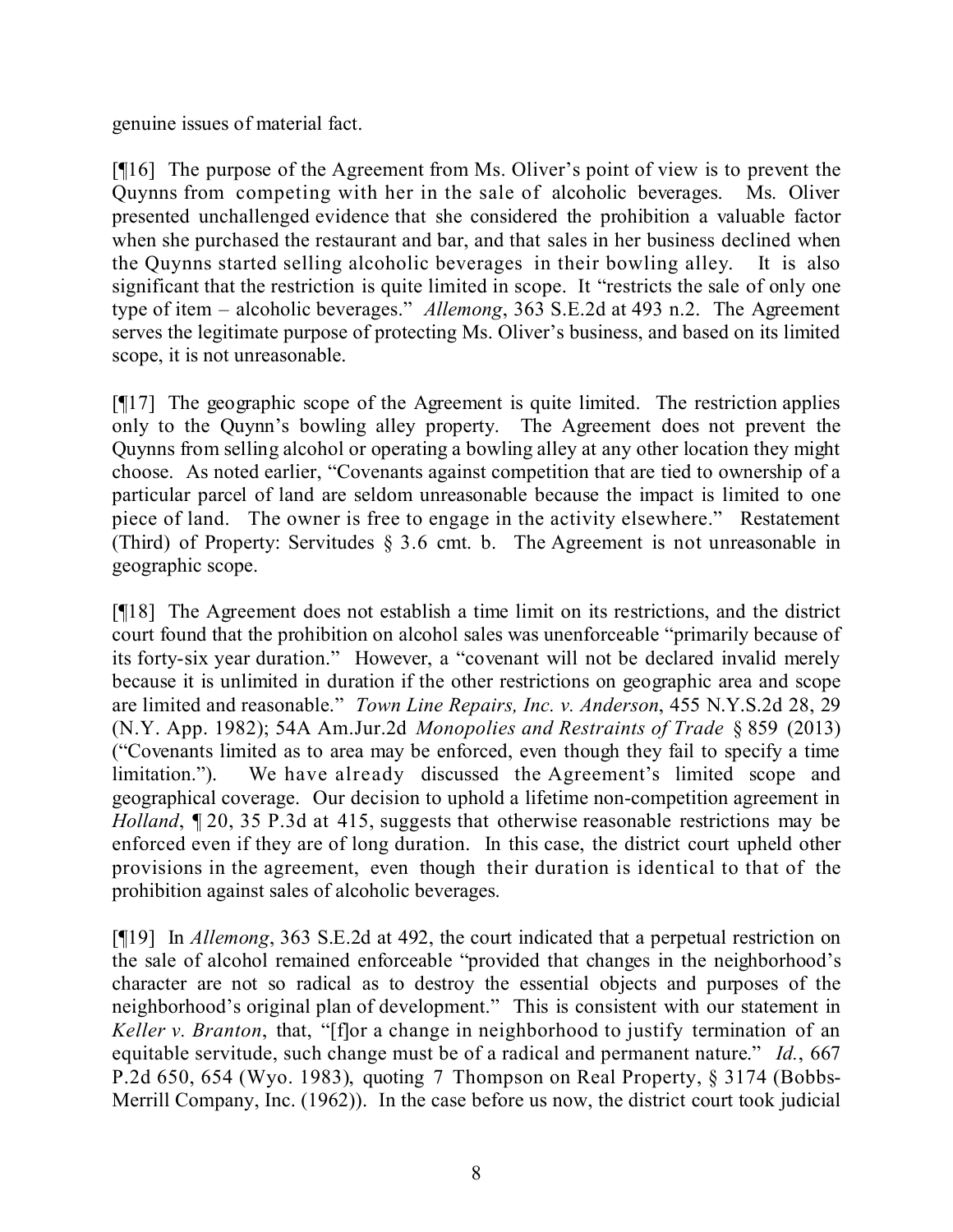genuine issues of material fact.

[¶16] The purpose of the Agreement from Ms. Oliver's point of view is to prevent the Quynns from competing with her in the sale of alcoholic beverages. Ms. Oliver presented unchallenged evidence that she considered the prohibition a valuable factor when she purchased the restaurant and bar, and that sales in her business declined when the Quynns started selling alcoholic beverages in their bowling alley. It is also significant that the restriction is quite limited in scope. It "restricts the sale of only one type of item – alcoholic beverages." *Allemong*, 363 S.E.2d at 493 n.2. The Agreement serves the legitimate purpose of protecting Ms. Oliver's business, and based on its limited scope, it is not unreasonable.

[¶17] The geographic scope of the Agreement is quite limited. The restriction applies only to the Quynn's bowling alley property. The Agreement does not prevent the Quynns from selling alcohol or operating a bowling alley at any other location they might choose. As noted earlier, "Covenants against competition that are tied to ownership of a particular parcel of land are seldom unreasonable because the impact is limited to one piece of land. The owner is free to engage in the activity elsewhere." Restatement (Third) of Property: Servitudes § 3.6 cmt. b. The Agreement is not unreasonable in geographic scope.

[¶18] The Agreement does not establish a time limit on its restrictions, and the district court found that the prohibition on alcohol sales was unenforceable "primarily because of its forty-six year duration." However, a "covenant will not be declared invalid merely because it is unlimited in duration if the other restrictions on geographic area and scope are limited and reasonable." *Town Line Repairs, Inc. v. Anderson*, 455 N.Y.S.2d 28, 29 (N.Y. App. 1982); 54A Am.Jur.2d *Monopolies and Restraints of Trade* § 859 (2013) ("Covenants limited as to area may be enforced, even though they fail to specify a time limitation."). We have already discussed the Agreement's limited scope and geographical coverage. Our decision to uphold a lifetime non-competition agreement in *Holland*, ¶ 20, 35 P.3d at 415, suggests that otherwise reasonable restrictions may be enforced even if they are of long duration. In this case, the district court upheld other provisions in the agreement, even though their duration is identical to that of the prohibition against sales of alcoholic beverages.

[¶19] In *Allemong*, 363 S.E.2d at 492, the court indicated that a perpetual restriction on the sale of alcohol remained enforceable "provided that changes in the neighborhood's character are not so radical as to destroy the essential objects and purposes of the neighborhood's original plan of development." This is consistent with our statement in *Keller v. Branton*, that, "[f]or a change in neighborhood to justify termination of an equitable servitude, such change must be of a radical and permanent nature." *Id.*, 667 P.2d 650, 654 (Wyo. 1983), quoting 7 Thompson on Real Property, § 3174 (Bobbs-Merrill Company, Inc. (1962)). In the case before us now, the district court took judicial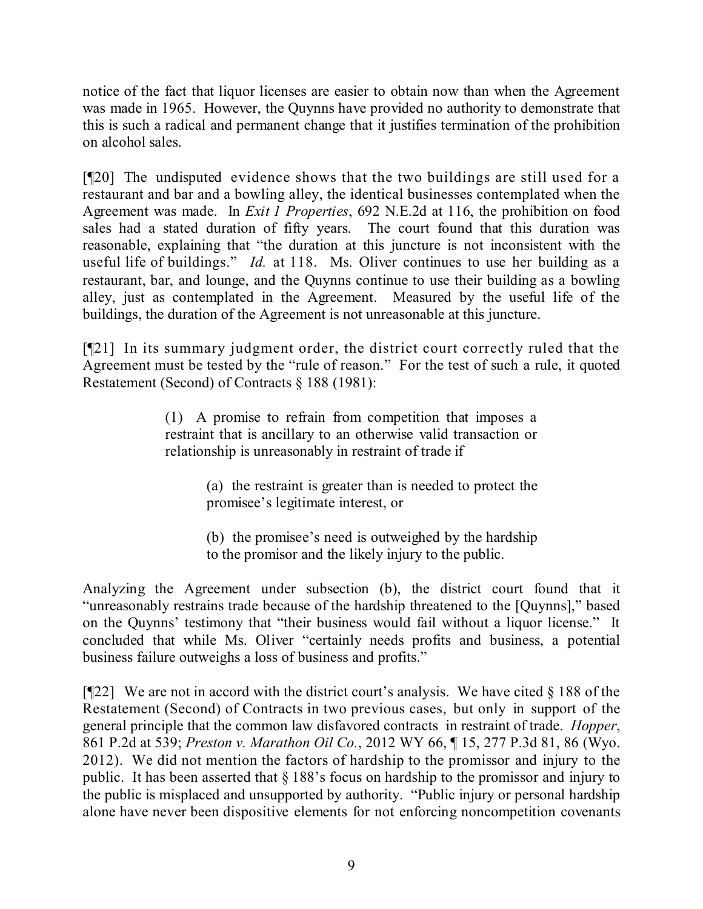notice of the fact that liquor licenses are easier to obtain now than when the Agreement was made in 1965. However, the Quynns have provided no authority to demonstrate that this is such a radical and permanent change that it justifies termination of the prohibition on alcohol sales.

[¶20] The undisputed evidence shows that the two buildings are still used for a restaurant and bar and a bowling alley, the identical businesses contemplated when the Agreement was made. In *Exit 1 Properties*, 692 N.E.2d at 116, the prohibition on food sales had a stated duration of fifty years. The court found that this duration was reasonable, explaining that "the duration at this juncture is not inconsistent with the useful life of buildings." *Id.* at 118. Ms. Oliver continues to use her building as a restaurant, bar, and lounge, and the Quynns continue to use their building as a bowling alley, just as contemplated in the Agreement. Measured by the useful life of the buildings, the duration of the Agreement is not unreasonable at this juncture.

[¶21] In its summary judgment order, the district court correctly ruled that the Agreement must be tested by the "rule of reason." For the test of such a rule, it quoted Restatement (Second) of Contracts § 188 (1981):

> (1) A promise to refrain from competition that imposes a restraint that is ancillary to an otherwise valid transaction or relationship is unreasonably in restraint of trade if
>
> > (a) the restraint is greater than is needed to protect the promisee's legitimate interest, or
> >
> > (b) the promisee's need is outweighed by the hardship to the promisor and the likely injury to the public.

Analyzing the Agreement under subsection (b), the district court found that it "unreasonably restrains trade because of the hardship threatened to the [Quynns]," based on the Quynns' testimony that "their business would fail without a liquor license." It concluded that while Ms. Oliver "certainly needs profits and business, a potential business failure outweighs a loss of business and profits."

[¶22] We are not in accord with the district court's analysis. We have cited § 188 of the Restatement (Second) of Contracts in two previous cases, but only in support of the general principle that the common law disfavored contracts in restraint of trade. *Hopper*, 861 P.2d at 539; *Preston v. Marathon Oil Co.*, 2012 WY 66, ¶ 15, 277 P.3d 81, 86 (Wyo. 2012). We did not mention the factors of hardship to the promissor and injury to the public. It has been asserted that § 188's focus on hardship to the promissor and injury to the public is misplaced and unsupported by authority. "Public injury or personal hardship alone have never been dispositive elements for not enforcing noncompetition covenants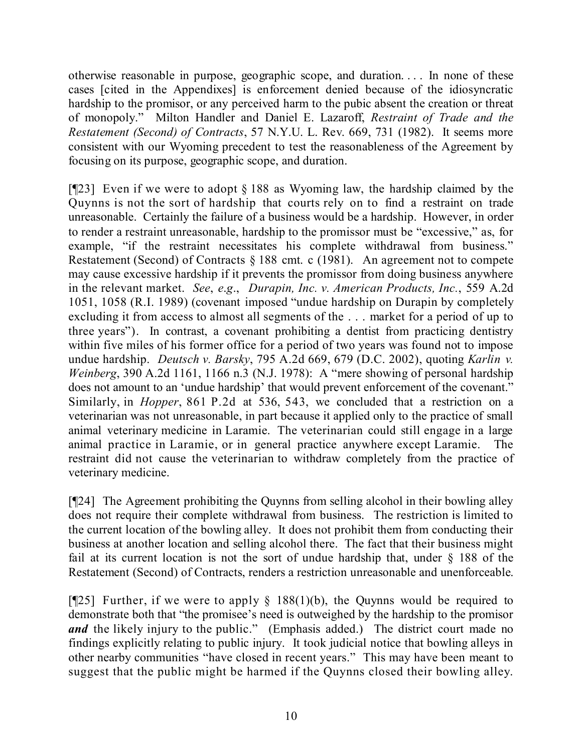otherwise reasonable in purpose, geographic scope, and duration. . . . In none of these cases [cited in the Appendixes] is enforcement denied because of the idiosyncratic hardship to the promisor, or any perceived harm to the pubic absent the creation or threat of monopoly." Milton Handler and Daniel E. Lazaroff, *Restraint of Trade and the Restatement (Second) of Contracts*, 57 N.Y.U. L. Rev. 669, 731 (1982). It seems more consistent with our Wyoming precedent to test the reasonableness of the Agreement by focusing on its purpose, geographic scope, and duration.

[¶23] Even if we were to adopt § 188 as Wyoming law, the hardship claimed by the Quynns is not the sort of hardship that courts rely on to find a restraint on trade unreasonable. Certainly the failure of a business would be a hardship. However, in order to render a restraint unreasonable, hardship to the promissor must be "excessive," as, for example, "if the restraint necessitates his complete withdrawal from business." Restatement (Second) of Contracts § 188 cmt. c (1981). An agreement not to compete may cause excessive hardship if it prevents the promissor from doing business anywhere in the relevant market. *See*, *e.g*., *Durapin, Inc. v. American Products, Inc.*, 559 A.2d 1051, 1058 (R.I. 1989) (covenant imposed "undue hardship on Durapin by completely excluding it from access to almost all segments of the . . . market for a period of up to three years"). In contrast, a covenant prohibiting a dentist from practicing dentistry within five miles of his former office for a period of two years was found not to impose undue hardship. *Deutsch v. Barsky*, 795 A.2d 669, 679 (D.C. 2002), quoting *Karlin v. Weinberg*, 390 A.2d 1161, 1166 n.3 (N.J. 1978): A "mere showing of personal hardship does not amount to an 'undue hardship' that would prevent enforcement of the covenant." Similarly, in *Hopper*, 861 P.2d at 536, 543, we concluded that a restriction on a veterinarian was not unreasonable, in part because it applied only to the practice of small animal veterinary medicine in Laramie. The veterinarian could still engage in a large animal practice in Laramie, or in general practice anywhere except Laramie. The restraint did not cause the veterinarian to withdraw completely from the practice of veterinary medicine.

[¶24] The Agreement prohibiting the Quynns from selling alcohol in their bowling alley does not require their complete withdrawal from business. The restriction is limited to the current location of the bowling alley. It does not prohibit them from conducting their business at another location and selling alcohol there. The fact that their business might fail at its current location is not the sort of undue hardship that, under § 188 of the Restatement (Second) of Contracts, renders a restriction unreasonable and unenforceable.

[¶25] Further, if we were to apply § 188(1)(b), the Quynns would be required to demonstrate both that "the promisee's need is outweighed by the hardship to the promisor ***and*** the likely injury to the public." (Emphasis added.) The district court made no findings explicitly relating to public injury. It took judicial notice that bowling alleys in other nearby communities "have closed in recent years." This may have been meant to suggest that the public might be harmed if the Quynns closed their bowling alley.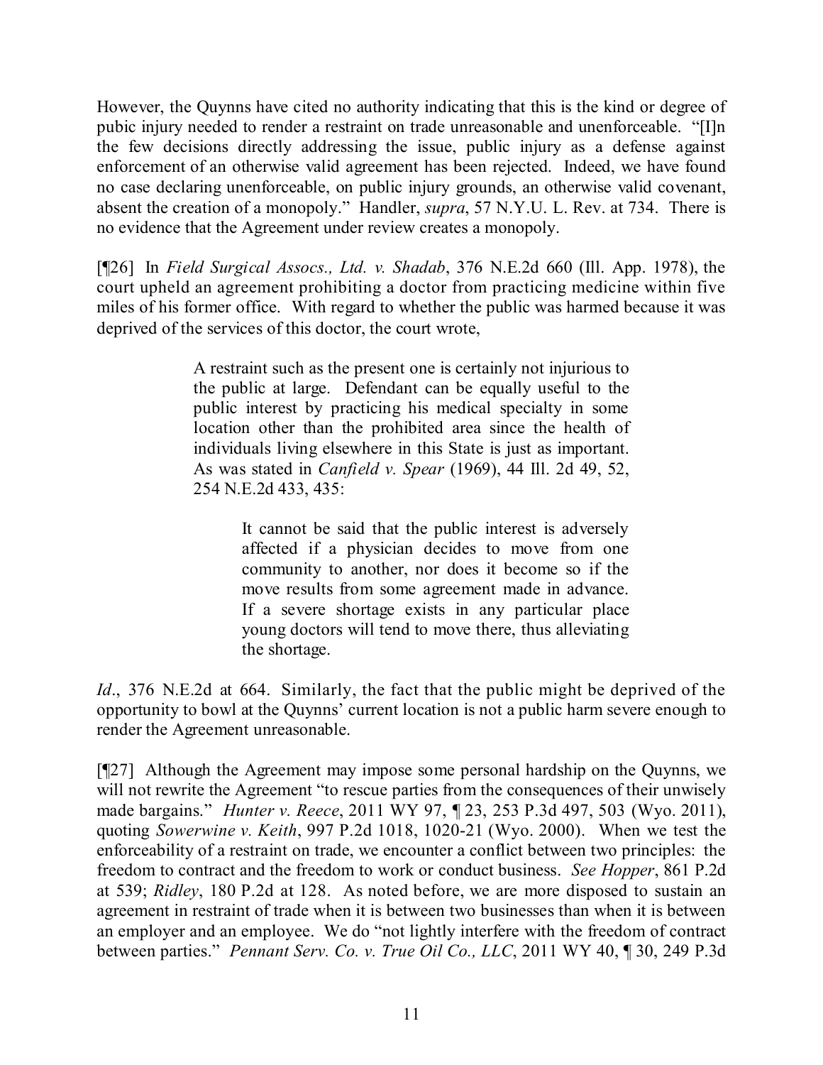However, the Quynns have cited no authority indicating that this is the kind or degree of pubic injury needed to render a restraint on trade unreasonable and unenforceable. "[I]n the few decisions directly addressing the issue, public injury as a defense against enforcement of an otherwise valid agreement has been rejected. Indeed, we have found no case declaring unenforceable, on public injury grounds, an otherwise valid covenant, absent the creation of a monopoly." Handler, *supra*, 57 N.Y.U. L. Rev. at 734. There is no evidence that the Agreement under review creates a monopoly.

[¶26] In *Field Surgical Assocs., Ltd. v. Shadab*, 376 N.E.2d 660 (Ill. App. 1978), the court upheld an agreement prohibiting a doctor from practicing medicine within five miles of his former office. With regard to whether the public was harmed because it was deprived of the services of this doctor, the court wrote,

> A restraint such as the present one is certainly not injurious to the public at large. Defendant can be equally useful to the public interest by practicing his medical specialty in some location other than the prohibited area since the health of individuals living elsewhere in this State is just as important. As was stated in *Canfield v. Spear* (1969), 44 Ill. 2d 49, 52, 254 N.E.2d 433, 435:
>
> > It cannot be said that the public interest is adversely affected if a physician decides to move from one community to another, nor does it become so if the move results from some agreement made in advance. If a severe shortage exists in any particular place young doctors will tend to move there, thus alleviating the shortage.

*Id*., 376 N.E.2d at 664. Similarly, the fact that the public might be deprived of the opportunity to bowl at the Quynns' current location is not a public harm severe enough to render the Agreement unreasonable.

[¶27] Although the Agreement may impose some personal hardship on the Quynns, we will not rewrite the Agreement "to rescue parties from the consequences of their unwisely made bargains." *Hunter v. Reece*, 2011 WY 97, ¶ 23, 253 P.3d 497, 503 (Wyo. 2011), quoting *Sowerwine v. Keith*, 997 P.2d 1018, 1020-21 (Wyo. 2000). When we test the enforceability of a restraint on trade, we encounter a conflict between two principles: the freedom to contract and the freedom to work or conduct business. *See Hopper*, 861 P.2d at 539; *Ridley*, 180 P.2d at 128. As noted before, we are more disposed to sustain an agreement in restraint of trade when it is between two businesses than when it is between an employer and an employee. We do "not lightly interfere with the freedom of contract between parties." *Pennant Serv. Co. v. True Oil Co., LLC*, 2011 WY 40, ¶ 30, 249 P.3d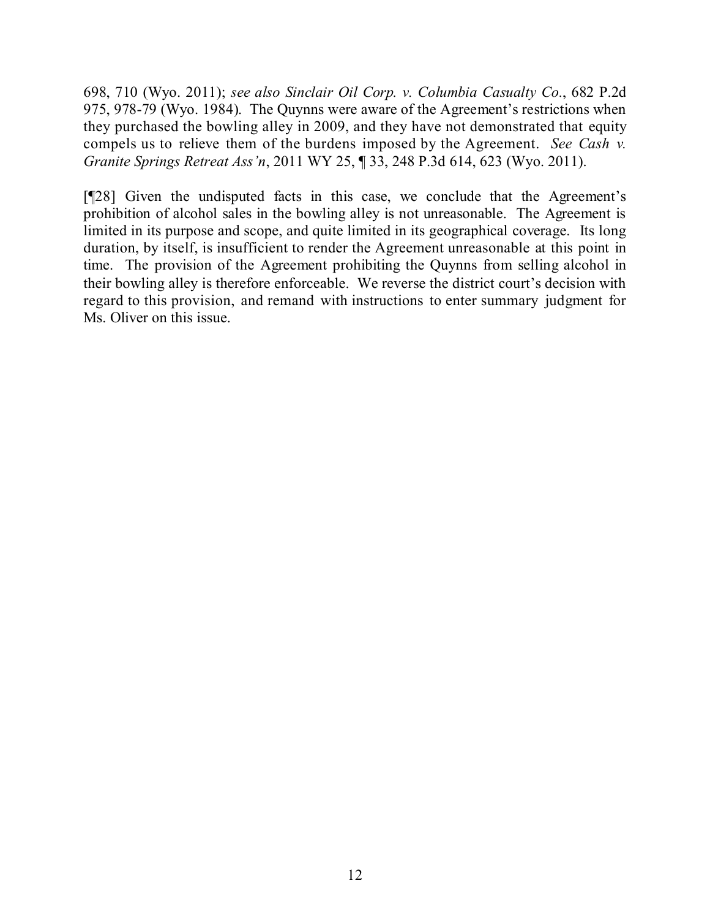698, 710 (Wyo. 2011); *see also Sinclair Oil Corp. v. Columbia Casualty Co.*, 682 P.2d 975, 978-79 (Wyo. 1984). The Quynns were aware of the Agreement's restrictions when they purchased the bowling alley in 2009, and they have not demonstrated that equity compels us to relieve them of the burdens imposed by the Agreement. *See Cash v. Granite Springs Retreat Ass'n*, 2011 WY 25, ¶ 33, 248 P.3d 614, 623 (Wyo. 2011).

[¶28] Given the undisputed facts in this case, we conclude that the Agreement's prohibition of alcohol sales in the bowling alley is not unreasonable. The Agreement is limited in its purpose and scope, and quite limited in its geographical coverage. Its long duration, by itself, is insufficient to render the Agreement unreasonable at this point in time. The provision of the Agreement prohibiting the Quynns from selling alcohol in their bowling alley is therefore enforceable. We reverse the district court's decision with regard to this provision, and remand with instructions to enter summary judgment for Ms. Oliver on this issue.